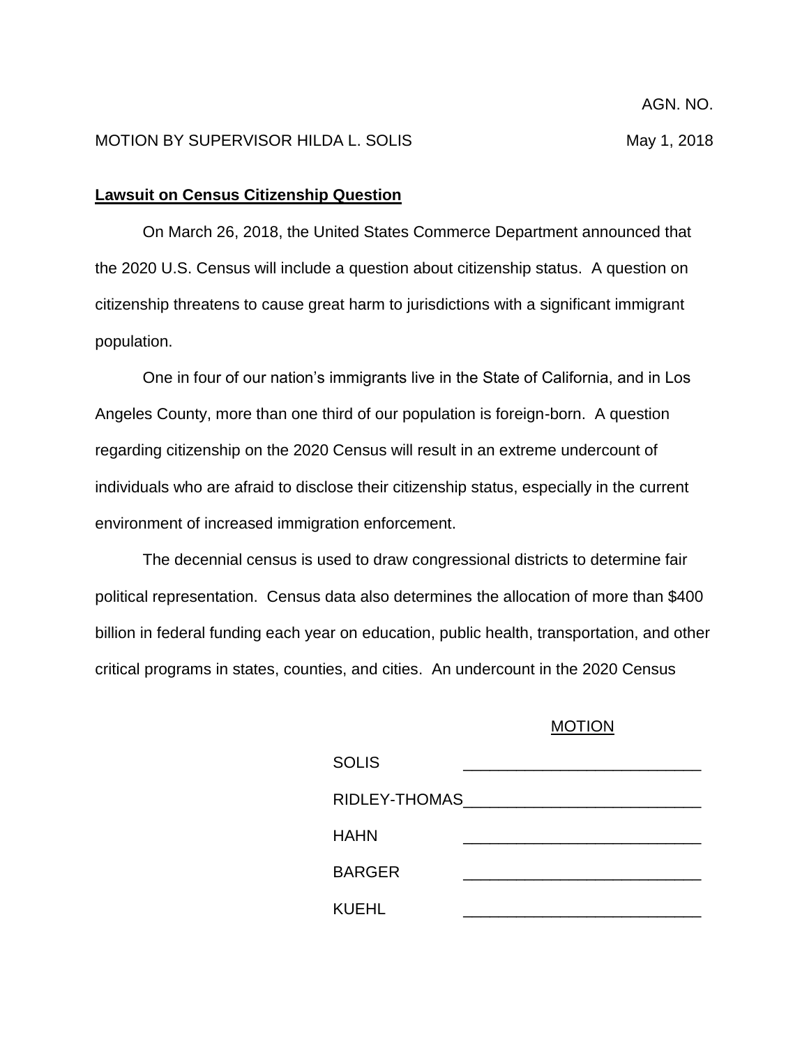AGN. NO.

MOTION BY SUPERVISOR HILDA L. SOLIS May 1, 2018

**Lawsuit on Census Citizenship Question**

On March 26, 2018, the United States Commerce Department announced that the 2020 U.S. Census will include a question about citizenship status. A question on citizenship threatens to cause great harm to jurisdictions with a significant immigrant population.

One in four of our nation's immigrants live in the State of California, and in Los Angeles County, more than one third of our population is foreign-born. A question regarding citizenship on the 2020 Census will result in an extreme undercount of individuals who are afraid to disclose their citizenship status, especially in the current environment of increased immigration enforcement.

The decennial census is used to draw congressional districts to determine fair political representation. Census data also determines the allocation of more than $400 billion in federal funding each year on education, public health, transportation, and other critical programs in states, counties, and cities. An undercount in the 2020 Census

MOTION

| | |
|---|---|
| SOLIS | ___________________________ |
| RIDLEY-THOMAS | ___________________________ |
| HAHN | ___________________________ |
| BARGER | ___________________________ |
| KUEHL | ___________________________ |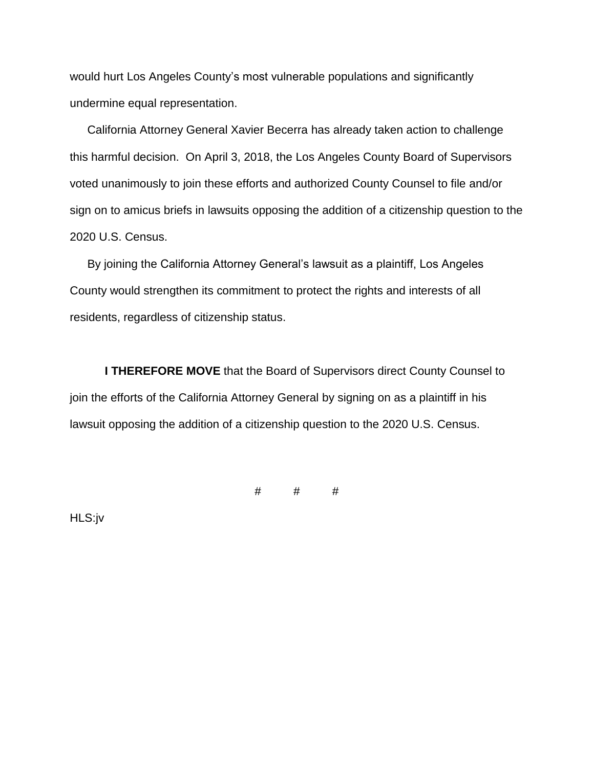would hurt Los Angeles County's most vulnerable populations and significantly undermine equal representation.

California Attorney General Xavier Becerra has already taken action to challenge this harmful decision. On April 3, 2018, the Los Angeles County Board of Supervisors voted unanimously to join these efforts and authorized County Counsel to file and/or sign on to amicus briefs in lawsuits opposing the addition of a citizenship question to the 2020 U.S. Census.

By joining the California Attorney General's lawsuit as a plaintiff, Los Angeles County would strengthen its commitment to protect the rights and interests of all residents, regardless of citizenship status.

**I THEREFORE MOVE** that the Board of Supervisors direct County Counsel to join the efforts of the California Attorney General by signing on as a plaintiff in his lawsuit opposing the addition of a citizenship question to the 2020 U.S. Census.

# # #

HLS:jv